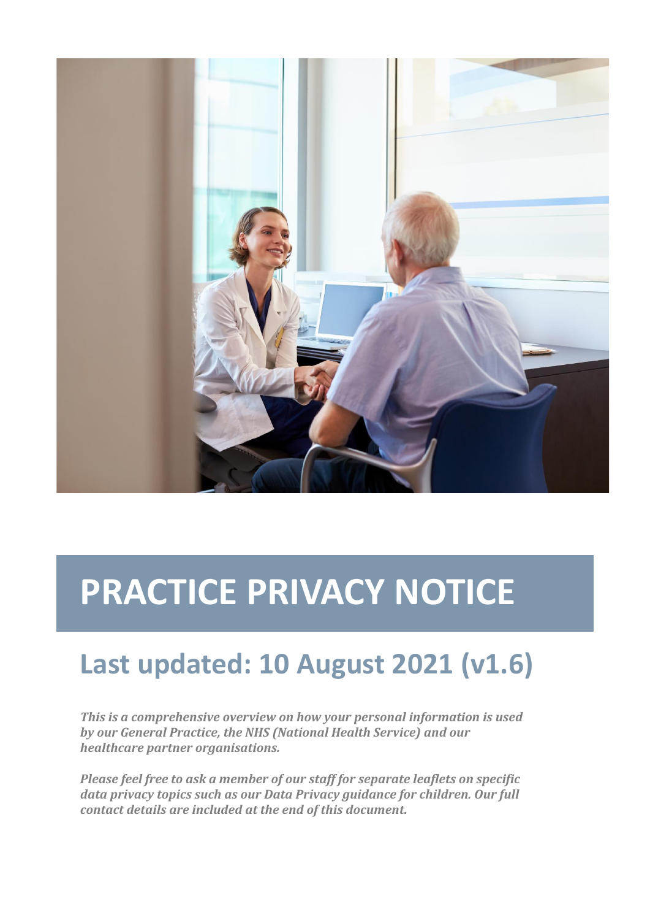# PRACTICE PRIVACY NOTICE

## Last updated: 10 August 2021 (v1.6)

***This is a comprehensive overview on how your personal information is used by our General Practice, the NHS (National Health Service) and our healthcare partner organisations.***

***Please feel free to ask a member of our staff for separate leaflets on specific data privacy topics such as our Data Privacy guidance for children. Our full contact details are included at the end of this document.***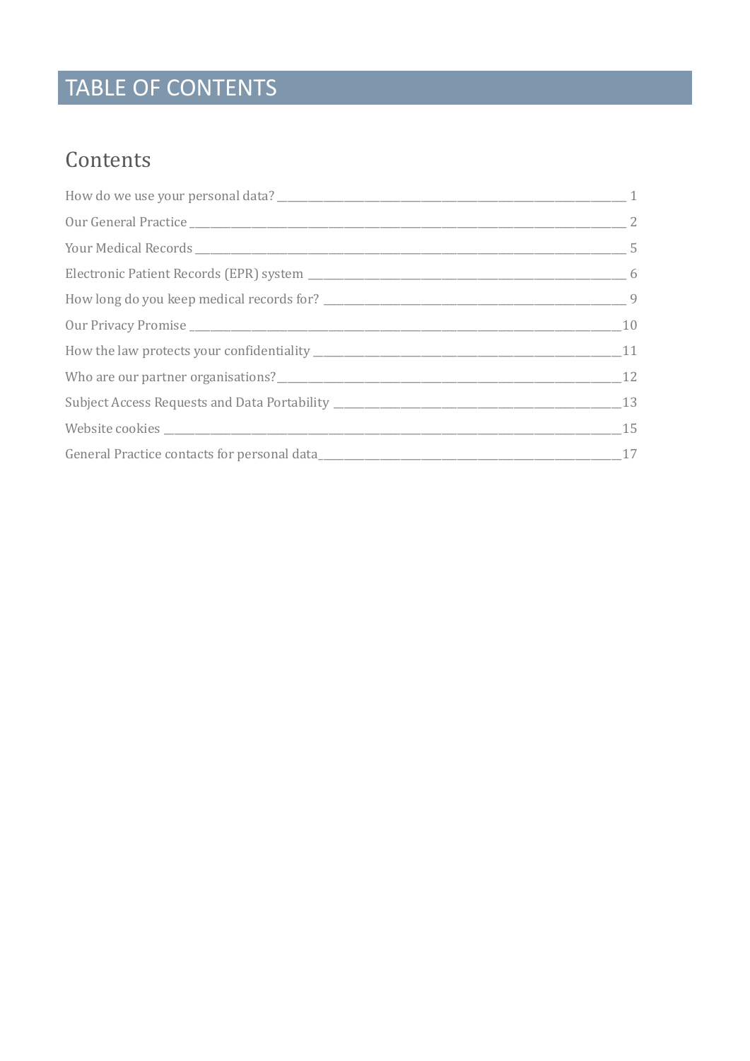# TABLE OF CONTENTS

## Contents

How do we use your personal data? ____ 1

Our General Practice ____ 2

Your Medical Records ____ 5

Electronic Patient Records (EPR) system ____ 6

How long do you keep medical records for? ____ 9

Our Privacy Promise ____ 10

How the law protects your confidentiality ____ 11

Who are our partner organisations? ____ 12

Subject Access Requests and Data Portability ____ 13

Website cookies ____ 15

General Practice contacts for personal data ____ 17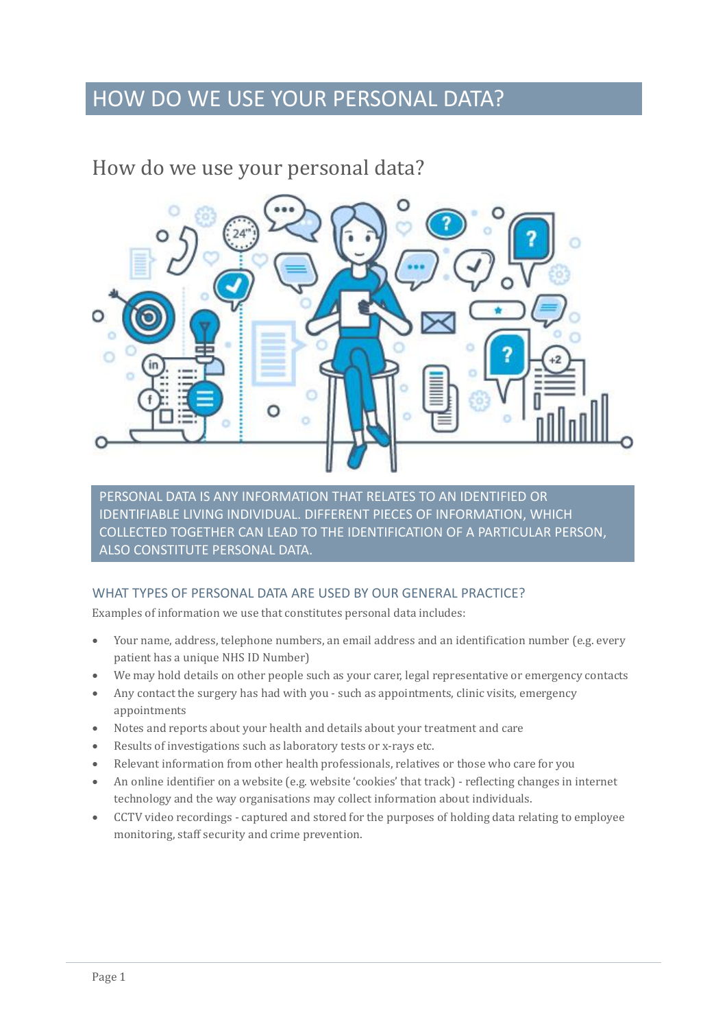# HOW DO WE USE YOUR PERSONAL DATA?

## How do we use your personal data?

PERSONAL DATA IS ANY INFORMATION THAT RELATES TO AN IDENTIFIED OR IDENTIFIABLE LIVING INDIVIDUAL. DIFFERENT PIECES OF INFORMATION, WHICH COLLECTED TOGETHER CAN LEAD TO THE IDENTIFICATION OF A PARTICULAR PERSON, ALSO CONSTITUTE PERSONAL DATA.

### WHAT TYPES OF PERSONAL DATA ARE USED BY OUR GENERAL PRACTICE?

Examples of information we use that constitutes personal data includes:

- Your name, address, telephone numbers, an email address and an identification number (e.g. every patient has a unique NHS ID Number)
- We may hold details on other people such as your carer, legal representative or emergency contacts
- Any contact the surgery has had with you - such as appointments, clinic visits, emergency appointments
- Notes and reports about your health and details about your treatment and care
- Results of investigations such as laboratory tests or x-rays etc.
- Relevant information from other health professionals, relatives or those who care for you
- An online identifier on a website (e.g. website 'cookies' that track) - reflecting changes in internet technology and the way organisations may collect information about individuals.
- CCTV video recordings - captured and stored for the purposes of holding data relating to employee monitoring, staff security and crime prevention.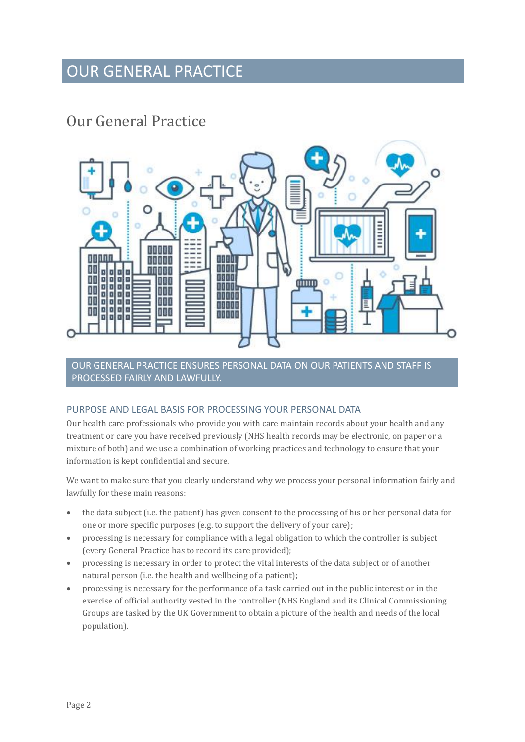# OUR GENERAL PRACTICE

## Our General Practice

OUR GENERAL PRACTICE ENSURES PERSONAL DATA ON OUR PATIENTS AND STAFF IS PROCESSED FAIRLY AND LAWFULLY.

### PURPOSE AND LEGAL BASIS FOR PROCESSING YOUR PERSONAL DATA

Our health care professionals who provide you with care maintain records about your health and any treatment or care you have received previously (NHS health records may be electronic, on paper or a mixture of both) and we use a combination of working practices and technology to ensure that your information is kept confidential and secure.

We want to make sure that you clearly understand why we process your personal information fairly and lawfully for these main reasons:

- the data subject (i.e. the patient) has given consent to the processing of his or her personal data for one or more specific purposes (e.g. to support the delivery of your care);
- processing is necessary for compliance with a legal obligation to which the controller is subject (every General Practice has to record its care provided);
- processing is necessary in order to protect the vital interests of the data subject or of another natural person (i.e. the health and wellbeing of a patient);
- processing is necessary for the performance of a task carried out in the public interest or in the exercise of official authority vested in the controller (NHS England and its Clinical Commissioning Groups are tasked by the UK Government to obtain a picture of the health and needs of the local population).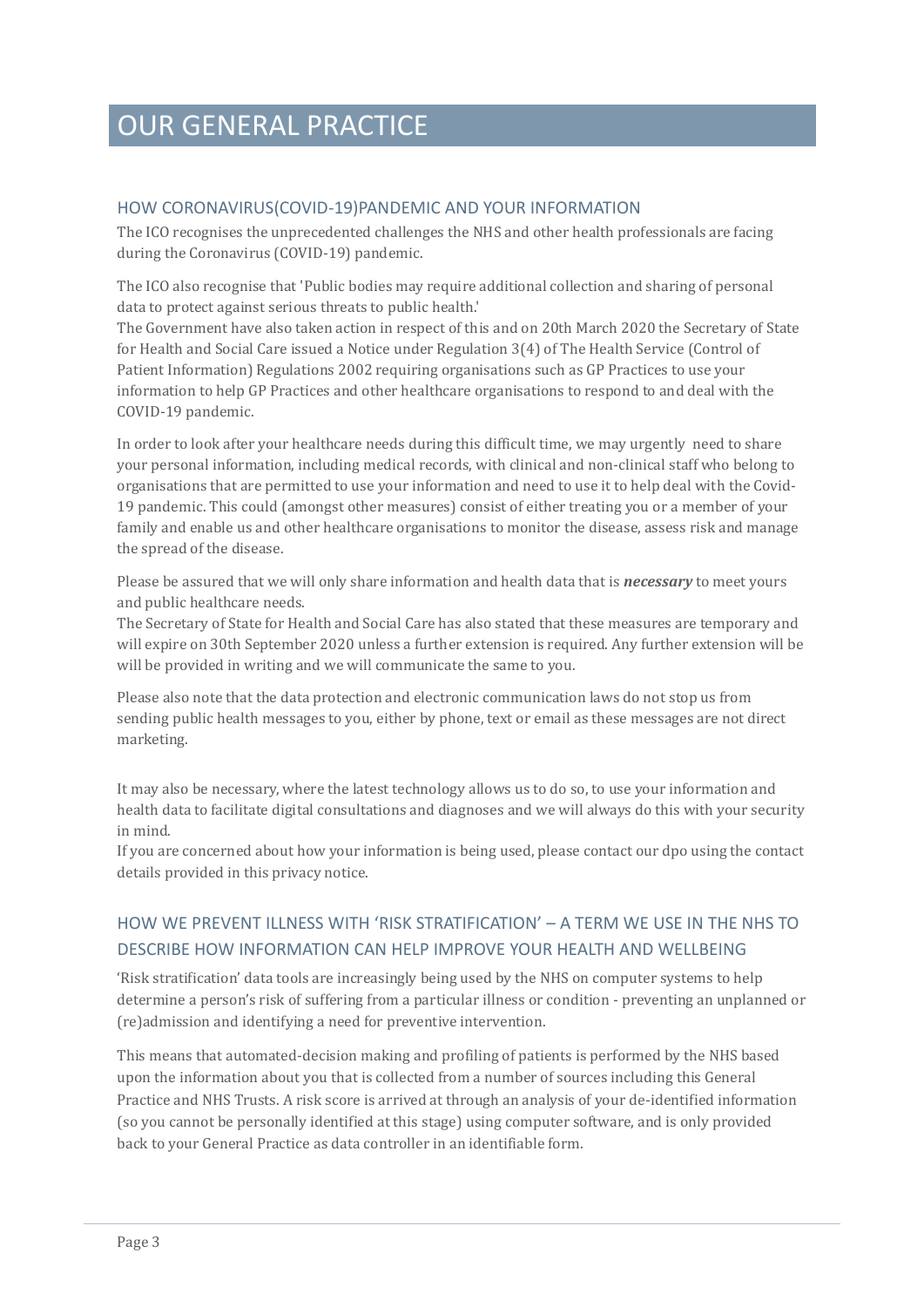# OUR GENERAL PRACTICE

## HOW CORONAVIRUS(COVID-19)PANDEMIC AND YOUR INFORMATION

The ICO recognises the unprecedented challenges the NHS and other health professionals are facing during the Coronavirus (COVID-19) pandemic.

The ICO also recognise that 'Public bodies may require additional collection and sharing of personal data to protect against serious threats to public health.'
The Government have also taken action in respect of this and on 20th March 2020 the Secretary of State for Health and Social Care issued a Notice under Regulation 3(4) of The Health Service (Control of Patient Information) Regulations 2002 requiring organisations such as GP Practices to use your information to help GP Practices and other healthcare organisations to respond to and deal with the COVID-19 pandemic.

In order to look after your healthcare needs during this difficult time, we may urgently need to share your personal information, including medical records, with clinical and non-clinical staff who belong to organisations that are permitted to use your information and need to use it to help deal with the Covid-19 pandemic. This could (amongst other measures) consist of either treating you or a member of your family and enable us and other healthcare organisations to monitor the disease, assess risk and manage the spread of the disease.

Please be assured that we will only share information and health data that is ***necessary*** to meet yours and public healthcare needs.
The Secretary of State for Health and Social Care has also stated that these measures are temporary and will expire on 30th September 2020 unless a further extension is required. Any further extension will be will be provided in writing and we will communicate the same to you.

Please also note that the data protection and electronic communication laws do not stop us from sending public health messages to you, either by phone, text or email as these messages are not direct marketing.

It may also be necessary, where the latest technology allows us to do so, to use your information and health data to facilitate digital consultations and diagnoses and we will always do this with your security in mind.
If you are concerned about how your information is being used, please contact our dpo using the contact details provided in this privacy notice.

## HOW WE PREVENT ILLNESS WITH 'RISK STRATIFICATION' – A TERM WE USE IN THE NHS TO DESCRIBE HOW INFORMATION CAN HELP IMPROVE YOUR HEALTH AND WELLBEING

'Risk stratification' data tools are increasingly being used by the NHS on computer systems to help determine a person's risk of suffering from a particular illness or condition - preventing an unplanned or (re)admission and identifying a need for preventive intervention.

This means that automated-decision making and profiling of patients is performed by the NHS based upon the information about you that is collected from a number of sources including this General Practice and NHS Trusts. A risk score is arrived at through an analysis of your de-identified information (so you cannot be personally identified at this stage) using computer software, and is only provided back to your General Practice as data controller in an identifiable form.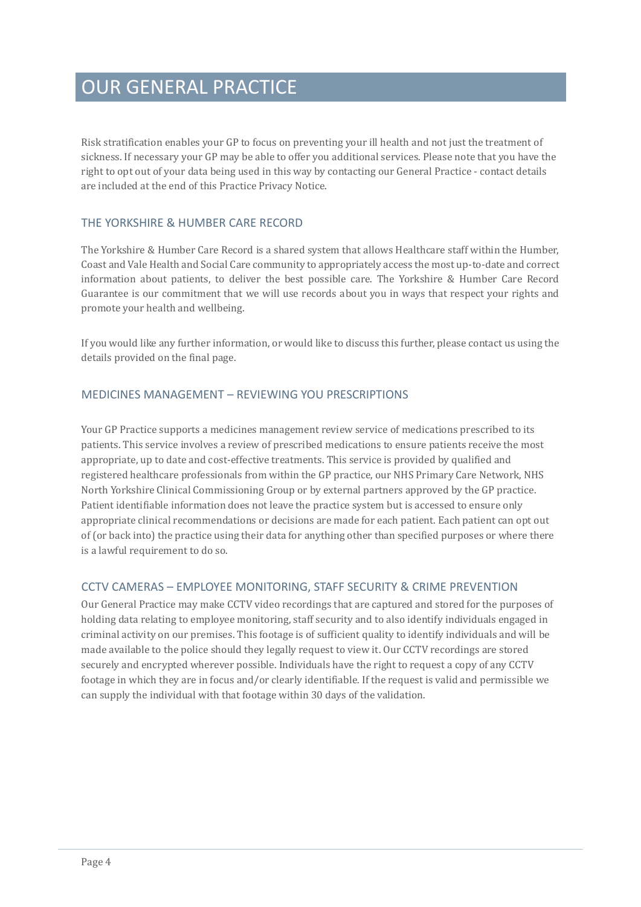# OUR GENERAL PRACTICE

Risk stratification enables your GP to focus on preventing your ill health and not just the treatment of sickness. If necessary your GP may be able to offer you additional services. Please note that you have the right to opt out of your data being used in this way by contacting our General Practice - contact details are included at the end of this Practice Privacy Notice.

## THE YORKSHIRE & HUMBER CARE RECORD

The Yorkshire & Humber Care Record is a shared system that allows Healthcare staff within the Humber, Coast and Vale Health and Social Care community to appropriately access the most up-to-date and correct information about patients, to deliver the best possible care. The Yorkshire & Humber Care Record Guarantee is our commitment that we will use records about you in ways that respect your rights and promote your health and wellbeing.

If you would like any further information, or would like to discuss this further, please contact us using the details provided on the final page.

## MEDICINES MANAGEMENT – REVIEWING YOU PRESCRIPTIONS

Your GP Practice supports a medicines management review service of medications prescribed to its patients. This service involves a review of prescribed medications to ensure patients receive the most appropriate, up to date and cost-effective treatments. This service is provided by qualified and registered healthcare professionals from within the GP practice, our NHS Primary Care Network, NHS North Yorkshire Clinical Commissioning Group or by external partners approved by the GP practice. Patient identifiable information does not leave the practice system but is accessed to ensure only appropriate clinical recommendations or decisions are made for each patient. Each patient can opt out of (or back into) the practice using their data for anything other than specified purposes or where there is a lawful requirement to do so.

## CCTV CAMERAS – EMPLOYEE MONITORING, STAFF SECURITY & CRIME PREVENTION

Our General Practice may make CCTV video recordings that are captured and stored for the purposes of holding data relating to employee monitoring, staff security and to also identify individuals engaged in criminal activity on our premises. This footage is of sufficient quality to identify individuals and will be made available to the police should they legally request to view it. Our CCTV recordings are stored securely and encrypted wherever possible. Individuals have the right to request a copy of any CCTV footage in which they are in focus and/or clearly identifiable. If the request is valid and permissible we can supply the individual with that footage within 30 days of the validation.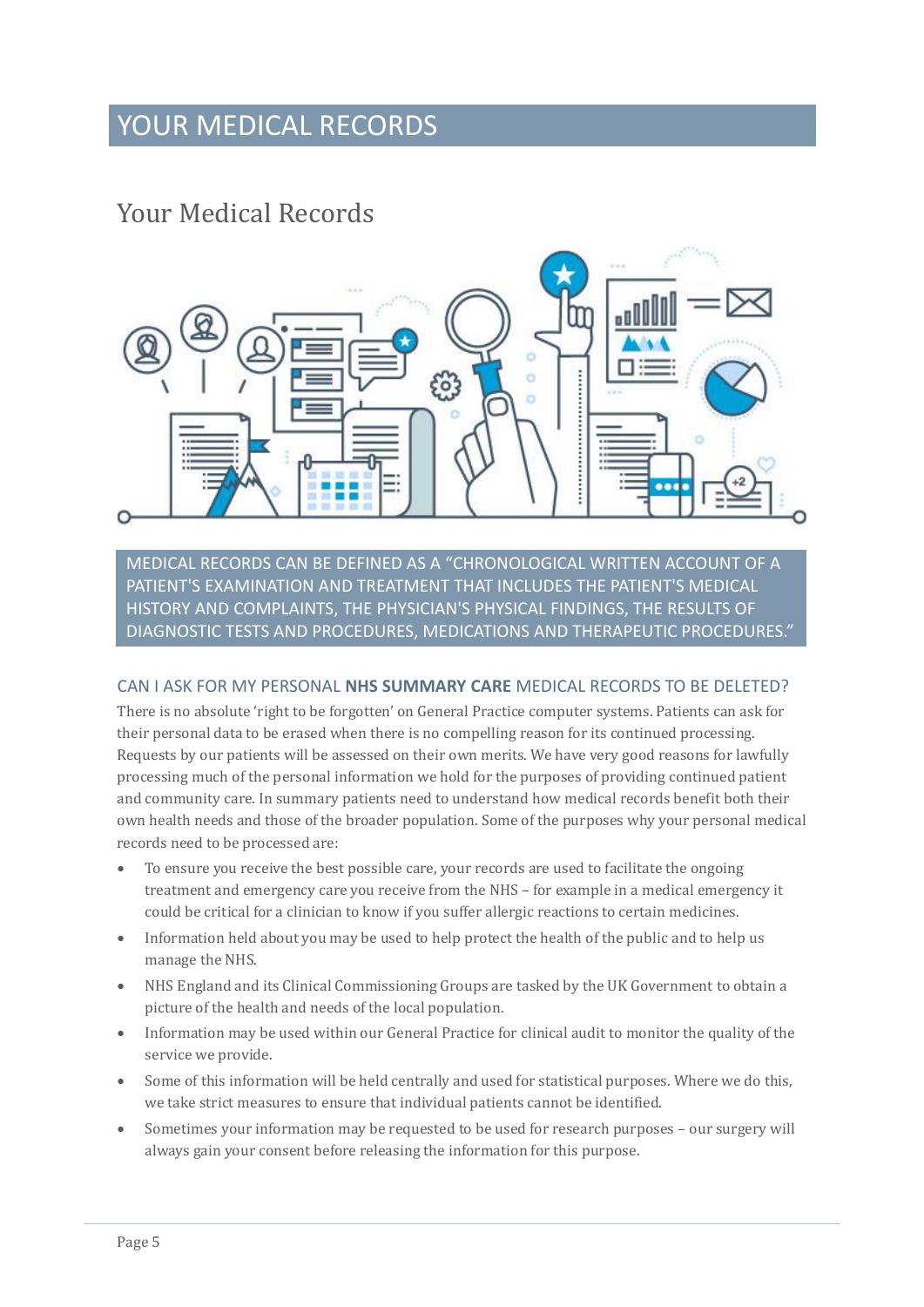# YOUR MEDICAL RECORDS

## Your Medical Records

MEDICAL RECORDS CAN BE DEFINED AS A "CHRONOLOGICAL WRITTEN ACCOUNT OF A PATIENT'S EXAMINATION AND TREATMENT THAT INCLUDES THE PATIENT'S MEDICAL HISTORY AND COMPLAINTS, THE PHYSICIAN'S PHYSICAL FINDINGS, THE RESULTS OF DIAGNOSTIC TESTS AND PROCEDURES, MEDICATIONS AND THERAPEUTIC PROCEDURES."

### CAN I ASK FOR MY PERSONAL **NHS SUMMARY CARE** MEDICAL RECORDS TO BE DELETED?

There is no absolute 'right to be forgotten' on General Practice computer systems. Patients can ask for their personal data to be erased when there is no compelling reason for its continued processing. Requests by our patients will be assessed on their own merits. We have very good reasons for lawfully processing much of the personal information we hold for the purposes of providing continued patient and community care. In summary patients need to understand how medical records benefit both their own health needs and those of the broader population. Some of the purposes why your personal medical records need to be processed are:

- To ensure you receive the best possible care, your records are used to facilitate the ongoing treatment and emergency care you receive from the NHS – for example in a medical emergency it could be critical for a clinician to know if you suffer allergic reactions to certain medicines.
- Information held about you may be used to help protect the health of the public and to help us manage the NHS.
- NHS England and its Clinical Commissioning Groups are tasked by the UK Government to obtain a picture of the health and needs of the local population.
- Information may be used within our General Practice for clinical audit to monitor the quality of the service we provide.
- Some of this information will be held centrally and used for statistical purposes. Where we do this, we take strict measures to ensure that individual patients cannot be identified.
- Sometimes your information may be requested to be used for research purposes – our surgery will always gain your consent before releasing the information for this purpose.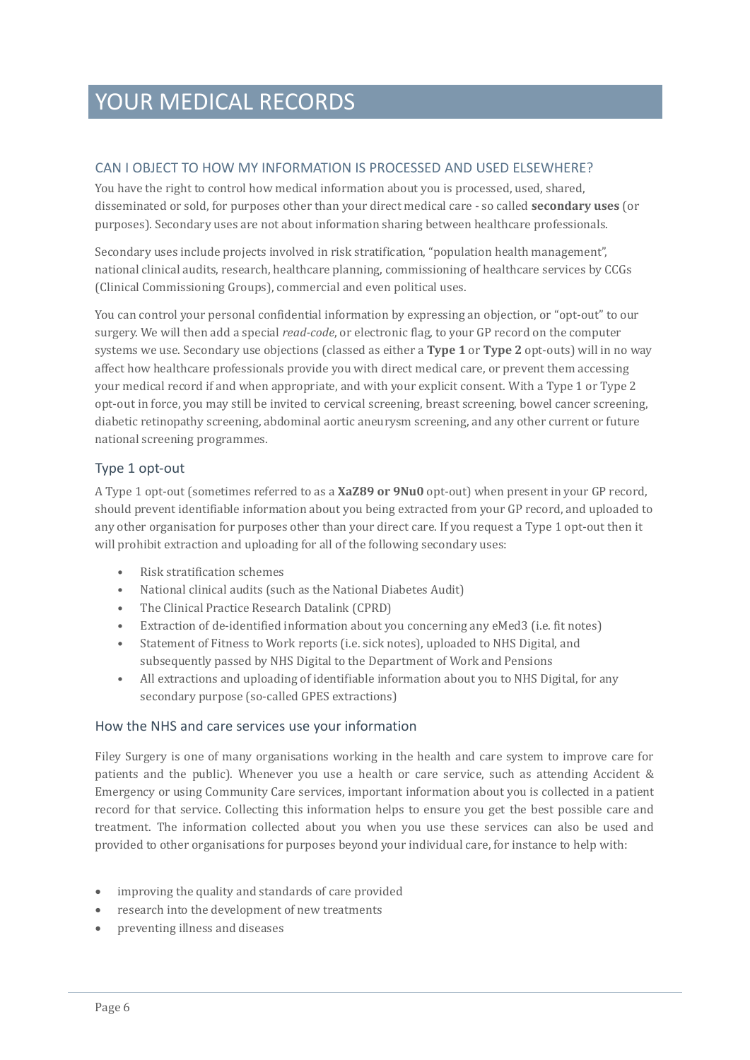# YOUR MEDICAL RECORDS

## CAN I OBJECT TO HOW MY INFORMATION IS PROCESSED AND USED ELSEWHERE?

You have the right to control how medical information about you is processed, used, shared, disseminated or sold, for purposes other than your direct medical care - so called **secondary uses** (or purposes). Secondary uses are not about information sharing between healthcare professionals.

Secondary uses include projects involved in risk stratification, "population health management", national clinical audits, research, healthcare planning, commissioning of healthcare services by CCGs (Clinical Commissioning Groups), commercial and even political uses.

You can control your personal confidential information by expressing an objection, or "opt-out" to our surgery. We will then add a special *read-code*, or electronic flag, to your GP record on the computer systems we use. Secondary use objections (classed as either a **Type 1** or **Type 2** opt-outs) will in no way affect how healthcare professionals provide you with direct medical care, or prevent them accessing your medical record if and when appropriate, and with your explicit consent. With a Type 1 or Type 2 opt-out in force, you may still be invited to cervical screening, breast screening, bowel cancer screening, diabetic retinopathy screening, abdominal aortic aneurysm screening, and any other current or future national screening programmes.

### Type 1 opt-out

A Type 1 opt-out (sometimes referred to as a **XaZ89 or 9Nu0** opt-out) when present in your GP record, should prevent identifiable information about you being extracted from your GP record, and uploaded to any other organisation for purposes other than your direct care. If you request a Type 1 opt-out then it will prohibit extraction and uploading for all of the following secondary uses:

- Risk stratification schemes
- National clinical audits (such as the National Diabetes Audit)
- The Clinical Practice Research Datalink (CPRD)
- Extraction of de-identified information about you concerning any eMed3 (i.e. fit notes)
- Statement of Fitness to Work reports (i.e. sick notes), uploaded to NHS Digital, and subsequently passed by NHS Digital to the Department of Work and Pensions
- All extractions and uploading of identifiable information about you to NHS Digital, for any secondary purpose (so-called GPES extractions)

### How the NHS and care services use your information

Filey Surgery is one of many organisations working in the health and care system to improve care for patients and the public). Whenever you use a health or care service, such as attending Accident & Emergency or using Community Care services, important information about you is collected in a patient record for that service. Collecting this information helps to ensure you get the best possible care and treatment. The information collected about you when you use these services can also be used and provided to other organisations for purposes beyond your individual care, for instance to help with:

- improving the quality and standards of care provided
- research into the development of new treatments
- preventing illness and diseases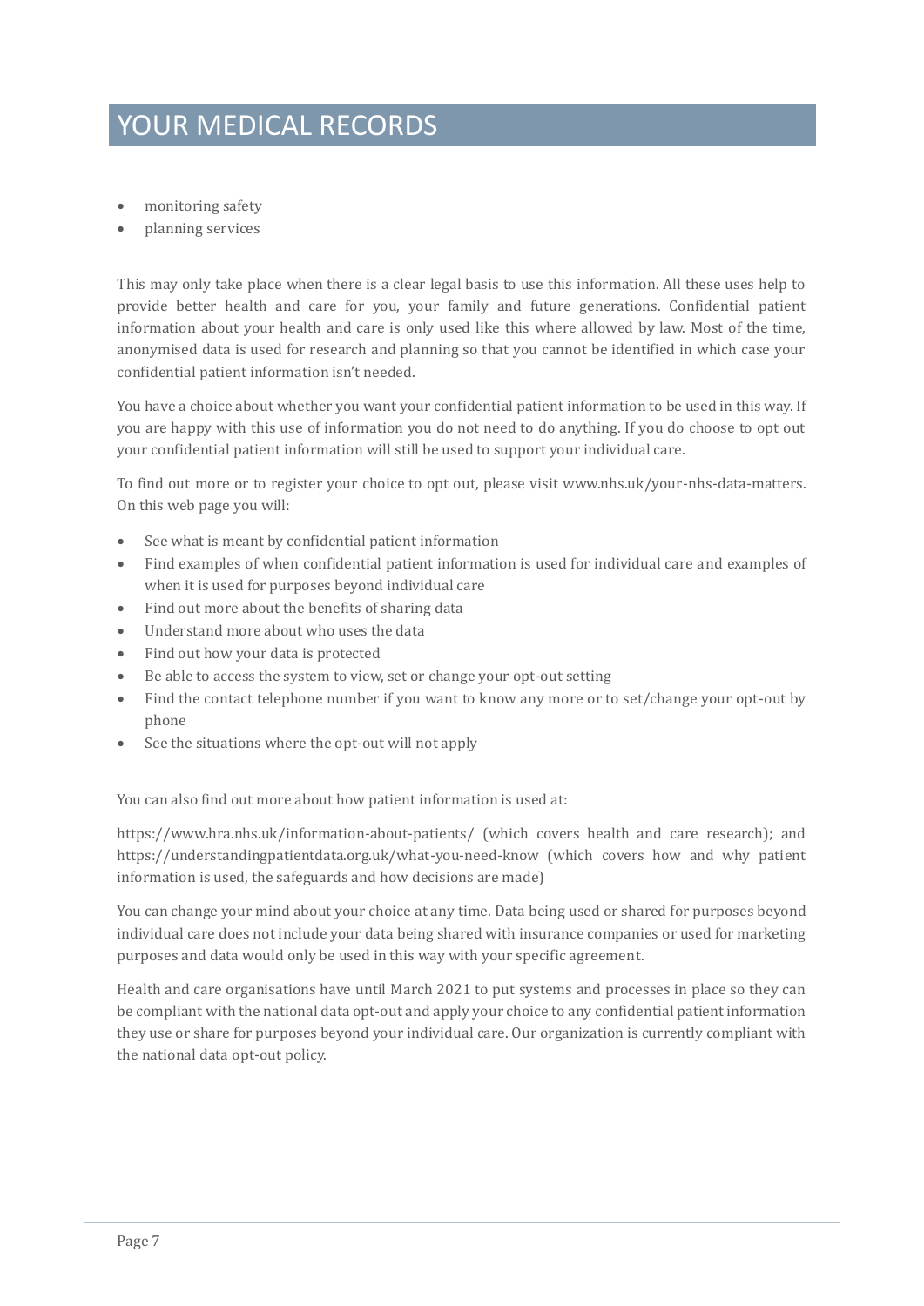# YOUR MEDICAL RECORDS

- monitoring safety
- planning services

This may only take place when there is a clear legal basis to use this information. All these uses help to provide better health and care for you, your family and future generations. Confidential patient information about your health and care is only used like this where allowed by law. Most of the time, anonymised data is used for research and planning so that you cannot be identified in which case your confidential patient information isn't needed.

You have a choice about whether you want your confidential patient information to be used in this way. If you are happy with this use of information you do not need to do anything. If you do choose to opt out your confidential patient information will still be used to support your individual care.

To find out more or to register your choice to opt out, please visit www.nhs.uk/your-nhs-data-matters. On this web page you will:

- See what is meant by confidential patient information
- Find examples of when confidential patient information is used for individual care and examples of when it is used for purposes beyond individual care
- Find out more about the benefits of sharing data
- Understand more about who uses the data
- Find out how your data is protected
- Be able to access the system to view, set or change your opt-out setting
- Find the contact telephone number if you want to know any more or to set/change your opt-out by phone
- See the situations where the opt-out will not apply

You can also find out more about how patient information is used at:

https://www.hra.nhs.uk/information-about-patients/ (which covers health and care research); and https://understandingpatientdata.org.uk/what-you-need-know (which covers how and why patient information is used, the safeguards and how decisions are made)

You can change your mind about your choice at any time. Data being used or shared for purposes beyond individual care does not include your data being shared with insurance companies or used for marketing purposes and data would only be used in this way with your specific agreement.

Health and care organisations have until March 2021 to put systems and processes in place so they can be compliant with the national data opt-out and apply your choice to any confidential patient information they use or share for purposes beyond your individual care. Our organization is currently compliant with the national data opt-out policy.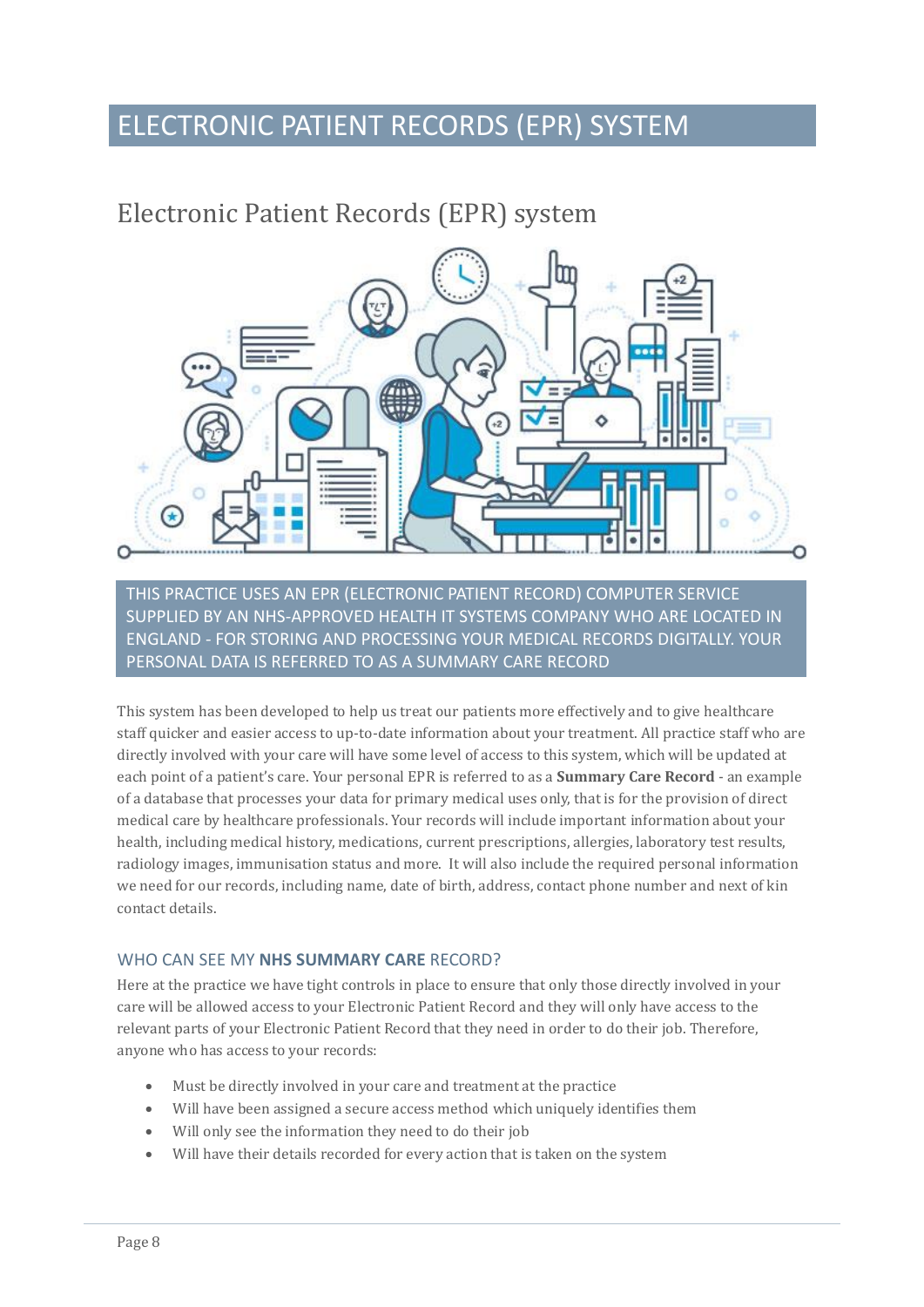# ELECTRONIC PATIENT RECORDS (EPR) SYSTEM

## Electronic Patient Records (EPR) system

THIS PRACTICE USES AN EPR (ELECTRONIC PATIENT RECORD) COMPUTER SERVICE SUPPLIED BY AN NHS-APPROVED HEALTH IT SYSTEMS COMPANY WHO ARE LOCATED IN ENGLAND - FOR STORING AND PROCESSING YOUR MEDICAL RECORDS DIGITALLY. YOUR PERSONAL DATA IS REFERRED TO AS A SUMMARY CARE RECORD

This system has been developed to help us treat our patients more effectively and to give healthcare staff quicker and easier access to up-to-date information about your treatment. All practice staff who are directly involved with your care will have some level of access to this system, which will be updated at each point of a patient's care. Your personal EPR is referred to as a **Summary Care Record** - an example of a database that processes your data for primary medical uses only, that is for the provision of direct medical care by healthcare professionals. Your records will include important information about your health, including medical history, medications, current prescriptions, allergies, laboratory test results, radiology images, immunisation status and more. It will also include the required personal information we need for our records, including name, date of birth, address, contact phone number and next of kin contact details.

### WHO CAN SEE MY **NHS SUMMARY CARE** RECORD?

Here at the practice we have tight controls in place to ensure that only those directly involved in your care will be allowed access to your Electronic Patient Record and they will only have access to the relevant parts of your Electronic Patient Record that they need in order to do their job. Therefore, anyone who has access to your records:

- Must be directly involved in your care and treatment at the practice
- Will have been assigned a secure access method which uniquely identifies them
- Will only see the information they need to do their job
- Will have their details recorded for every action that is taken on the system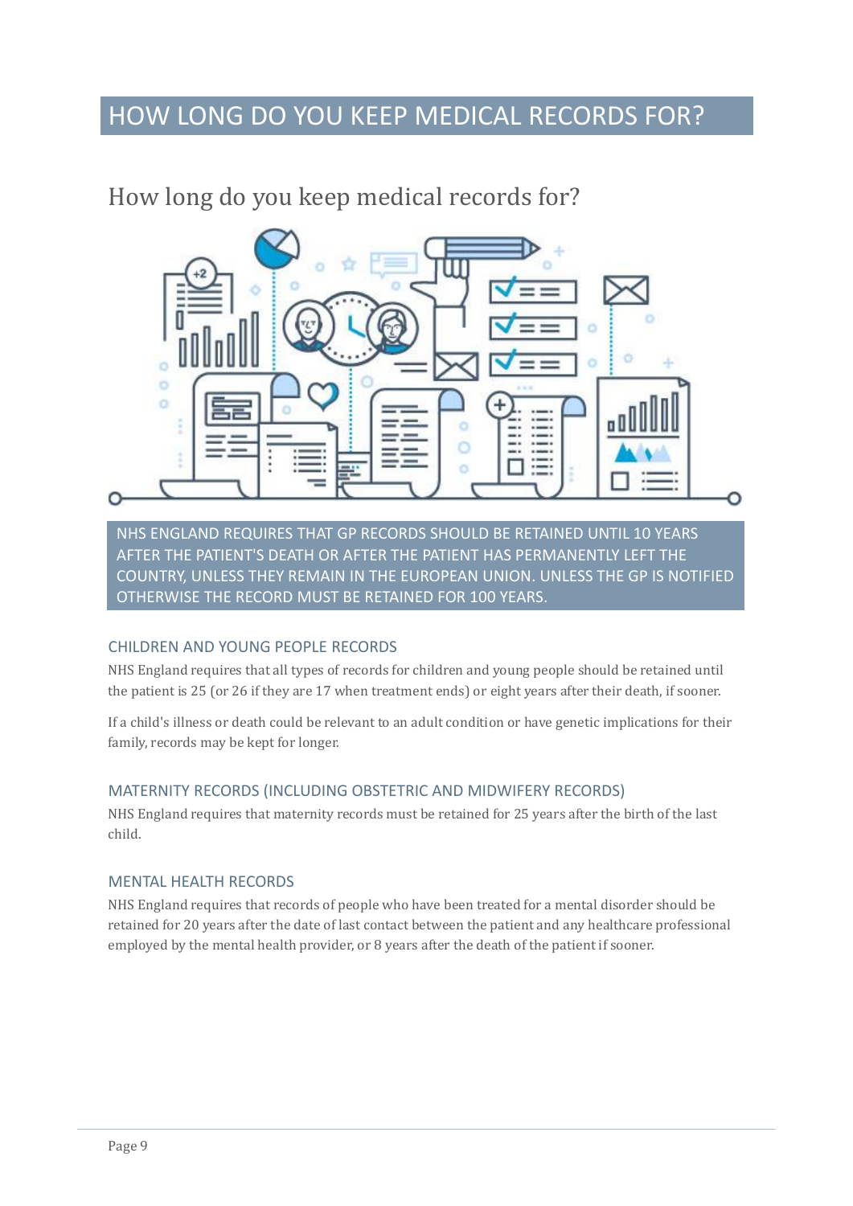# HOW LONG DO YOU KEEP MEDICAL RECORDS FOR?

## How long do you keep medical records for?

NHS ENGLAND REQUIRES THAT GP RECORDS SHOULD BE RETAINED UNTIL 10 YEARS AFTER THE PATIENT'S DEATH OR AFTER THE PATIENT HAS PERMANENTLY LEFT THE COUNTRY, UNLESS THEY REMAIN IN THE EUROPEAN UNION. UNLESS THE GP IS NOTIFIED OTHERWISE THE RECORD MUST BE RETAINED FOR 100 YEARS.

### CHILDREN AND YOUNG PEOPLE RECORDS

NHS England requires that all types of records for children and young people should be retained until the patient is 25 (or 26 if they are 17 when treatment ends) or eight years after their death, if sooner.

If a child's illness or death could be relevant to an adult condition or have genetic implications for their family, records may be kept for longer.

### MATERNITY RECORDS (INCLUDING OBSTETRIC AND MIDWIFERY RECORDS)

NHS England requires that maternity records must be retained for 25 years after the birth of the last child.

### MENTAL HEALTH RECORDS

NHS England requires that records of people who have been treated for a mental disorder should be retained for 20 years after the date of last contact between the patient and any healthcare professional employed by the mental health provider, or 8 years after the death of the patient if sooner.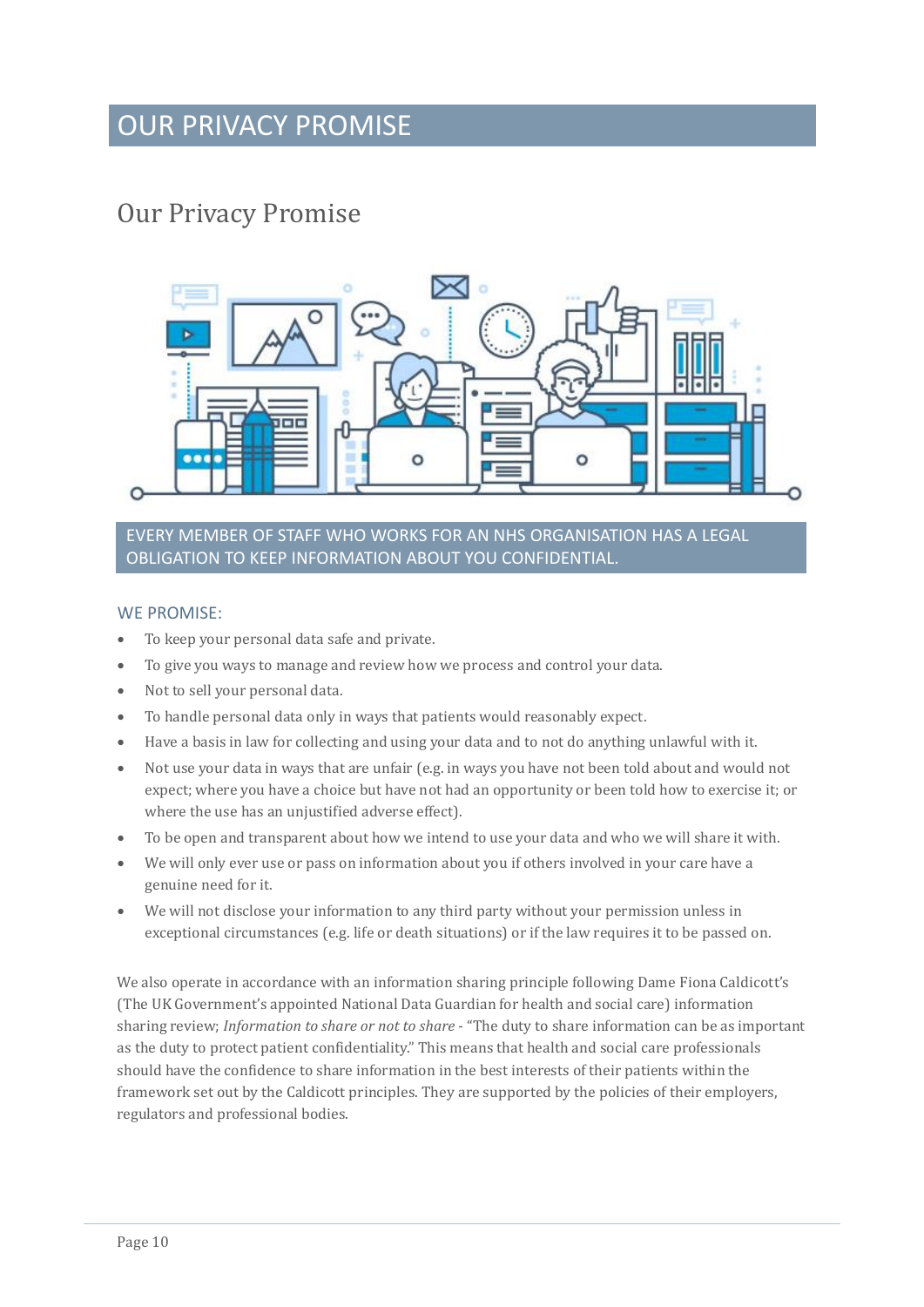# OUR PRIVACY PROMISE

## Our Privacy Promise

**EVERY MEMBER OF STAFF WHO WORKS FOR AN NHS ORGANISATION HAS A LEGAL OBLIGATION TO KEEP INFORMATION ABOUT YOU CONFIDENTIAL.**

### WE PROMISE:

- To keep your personal data safe and private.
- To give you ways to manage and review how we process and control your data.
- Not to sell your personal data.
- To handle personal data only in ways that patients would reasonably expect.
- Have a basis in law for collecting and using your data and to not do anything unlawful with it.
- Not use your data in ways that are unfair (e.g. in ways you have not been told about and would not expect; where you have a choice but have not had an opportunity or been told how to exercise it; or where the use has an unjustified adverse effect).
- To be open and transparent about how we intend to use your data and who we will share it with.
- We will only ever use or pass on information about you if others involved in your care have a genuine need for it.
- We will not disclose your information to any third party without your permission unless in exceptional circumstances (e.g. life or death situations) or if the law requires it to be passed on.

We also operate in accordance with an information sharing principle following Dame Fiona Caldicott's (The UK Government's appointed National Data Guardian for health and social care) information sharing review; *Information to share or not to share* - "The duty to share information can be as important as the duty to protect patient confidentiality." This means that health and social care professionals should have the confidence to share information in the best interests of their patients within the framework set out by the Caldicott principles. They are supported by the policies of their employers, regulators and professional bodies.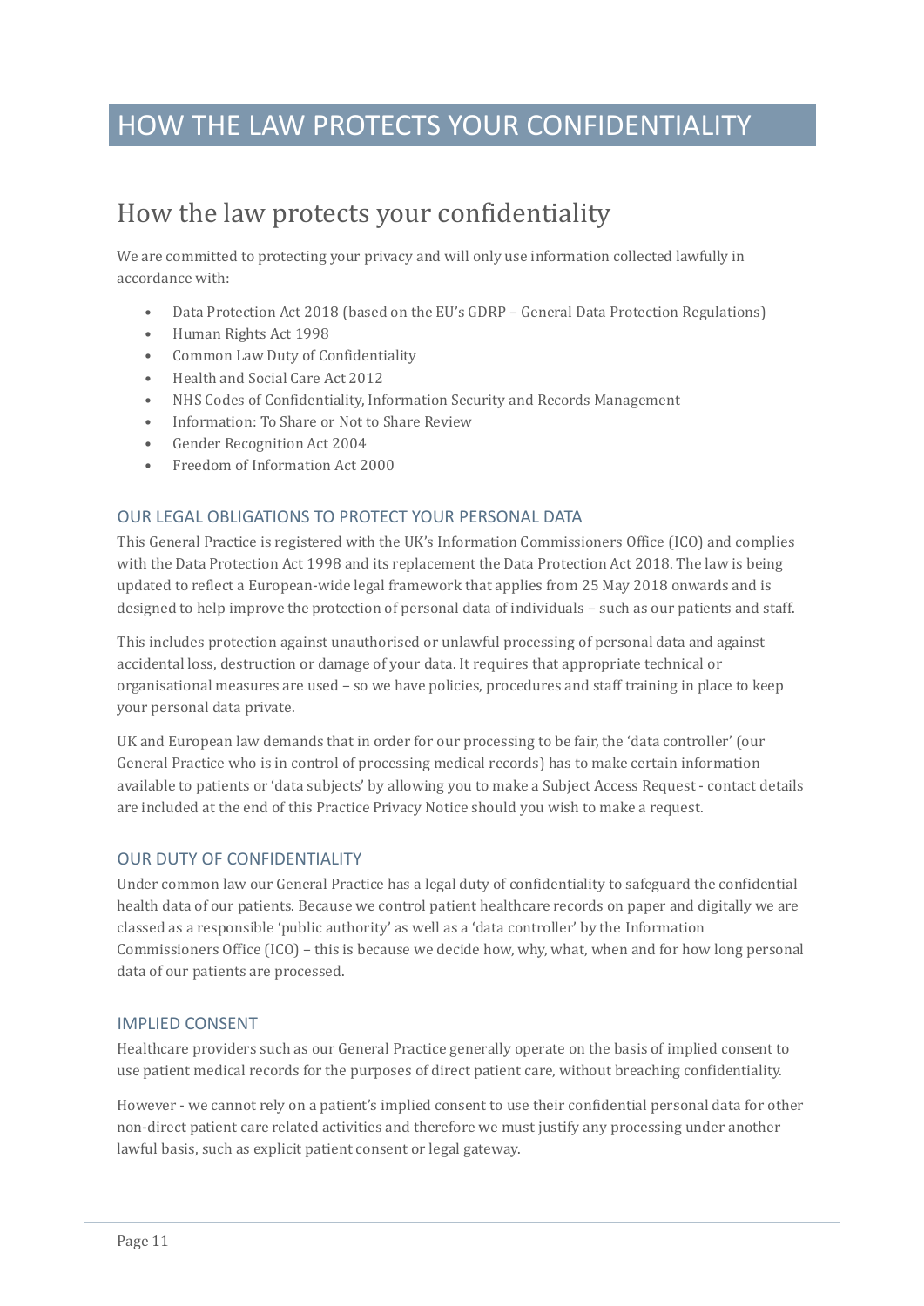# HOW THE LAW PROTECTS YOUR CONFIDENTIALITY

## How the law protects your confidentiality

We are committed to protecting your privacy and will only use information collected lawfully in accordance with:

- Data Protection Act 2018 (based on the EU's GDRP – General Data Protection Regulations)
- Human Rights Act 1998
- Common Law Duty of Confidentiality
- Health and Social Care Act 2012
- NHS Codes of Confidentiality, Information Security and Records Management
- Information: To Share or Not to Share Review
- Gender Recognition Act 2004
- Freedom of Information Act 2000

### OUR LEGAL OBLIGATIONS TO PROTECT YOUR PERSONAL DATA

This General Practice is registered with the UK's Information Commissioners Office (ICO) and complies with the Data Protection Act 1998 and its replacement the Data Protection Act 2018. The law is being updated to reflect a European-wide legal framework that applies from 25 May 2018 onwards and is designed to help improve the protection of personal data of individuals – such as our patients and staff.

This includes protection against unauthorised or unlawful processing of personal data and against accidental loss, destruction or damage of your data. It requires that appropriate technical or organisational measures are used – so we have policies, procedures and staff training in place to keep your personal data private.

UK and European law demands that in order for our processing to be fair, the 'data controller' (our General Practice who is in control of processing medical records) has to make certain information available to patients or 'data subjects' by allowing you to make a Subject Access Request - contact details are included at the end of this Practice Privacy Notice should you wish to make a request.

### OUR DUTY OF CONFIDENTIALITY

Under common law our General Practice has a legal duty of confidentiality to safeguard the confidential health data of our patients. Because we control patient healthcare records on paper and digitally we are classed as a responsible 'public authority' as well as a 'data controller' by the Information Commissioners Office (ICO) – this is because we decide how, why, what, when and for how long personal data of our patients are processed.

### IMPLIED CONSENT

Healthcare providers such as our General Practice generally operate on the basis of implied consent to use patient medical records for the purposes of direct patient care, without breaching confidentiality.

However - we cannot rely on a patient's implied consent to use their confidential personal data for other non-direct patient care related activities and therefore we must justify any processing under another lawful basis, such as explicit patient consent or legal gateway.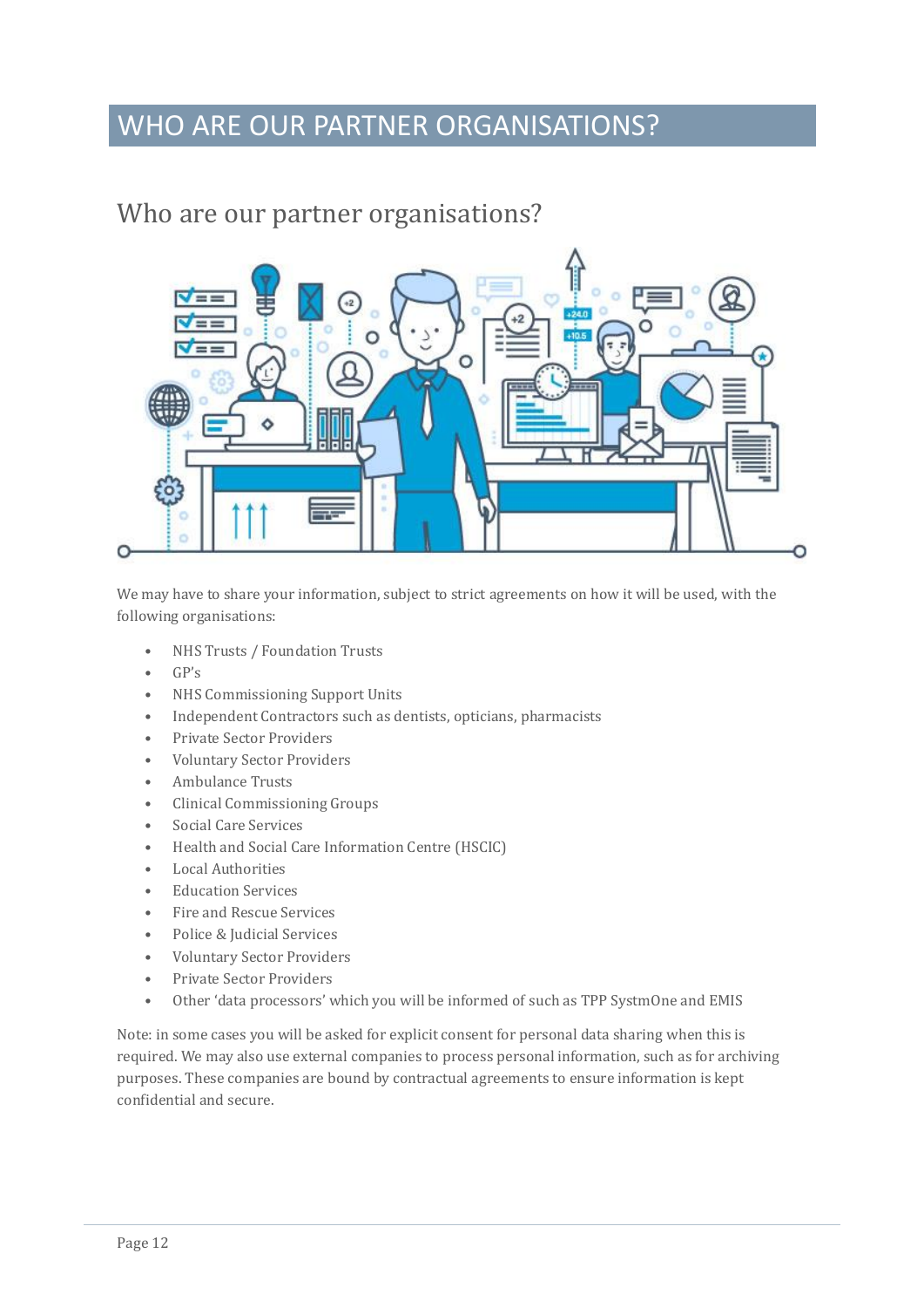# WHO ARE OUR PARTNER ORGANISATIONS?

## Who are our partner organisations?

We may have to share your information, subject to strict agreements on how it will be used, with the following organisations:

- NHS Trusts / Foundation Trusts
- GP's
- NHS Commissioning Support Units
- Independent Contractors such as dentists, opticians, pharmacists
- Private Sector Providers
- Voluntary Sector Providers
- Ambulance Trusts
- Clinical Commissioning Groups
- Social Care Services
- Health and Social Care Information Centre (HSCIC)
- Local Authorities
- Education Services
- Fire and Rescue Services
- Police & Judicial Services
- Voluntary Sector Providers
- Private Sector Providers
- Other 'data processors' which you will be informed of such as TPP SystmOne and EMIS

Note: in some cases you will be asked for explicit consent for personal data sharing when this is required. We may also use external companies to process personal information, such as for archiving purposes. These companies are bound by contractual agreements to ensure information is kept confidential and secure.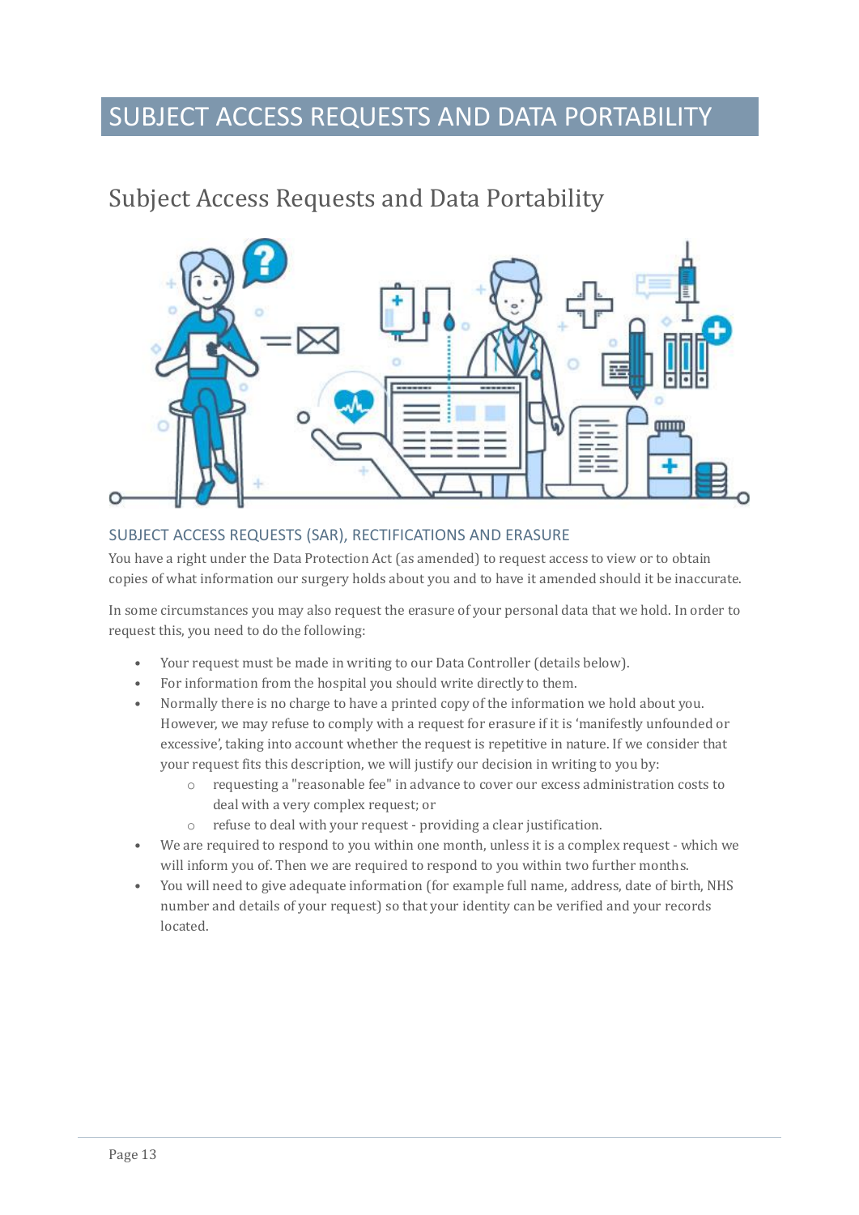# SUBJECT ACCESS REQUESTS AND DATA PORTABILITY

## Subject Access Requests and Data Portability

### SUBJECT ACCESS REQUESTS (SAR), RECTIFICATIONS AND ERASURE

You have a right under the Data Protection Act (as amended) to request access to view or to obtain copies of what information our surgery holds about you and to have it amended should it be inaccurate.

In some circumstances you may also request the erasure of your personal data that we hold. In order to request this, you need to do the following:

- Your request must be made in writing to our Data Controller (details below).
- For information from the hospital you should write directly to them.
- Normally there is no charge to have a printed copy of the information we hold about you. However, we may refuse to comply with a request for erasure if it is 'manifestly unfounded or excessive', taking into account whether the request is repetitive in nature. If we consider that your request fits this description, we will justify our decision in writing to you by:
  - requesting a "reasonable fee" in advance to cover our excess administration costs to deal with a very complex request; or
  - refuse to deal with your request - providing a clear justification.
- We are required to respond to you within one month, unless it is a complex request - which we will inform you of. Then we are required to respond to you within two further months.
- You will need to give adequate information (for example full name, address, date of birth, NHS number and details of your request) so that your identity can be verified and your records located.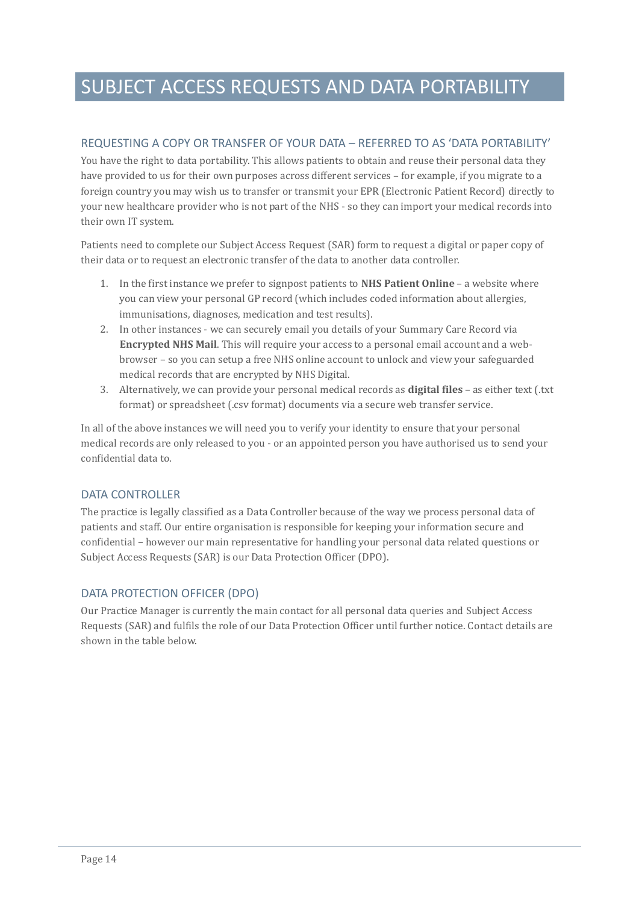# SUBJECT ACCESS REQUESTS AND DATA PORTABILITY

## REQUESTING A COPY OR TRANSFER OF YOUR DATA – REFERRED TO AS 'DATA PORTABILITY'

You have the right to data portability. This allows patients to obtain and reuse their personal data they have provided to us for their own purposes across different services – for example, if you migrate to a foreign country you may wish us to transfer or transmit your EPR (Electronic Patient Record) directly to your new healthcare provider who is not part of the NHS - so they can import your medical records into their own IT system.

Patients need to complete our Subject Access Request (SAR) form to request a digital or paper copy of their data or to request an electronic transfer of the data to another data controller.

1. In the first instance we prefer to signpost patients to **NHS Patient Online** – a website where you can view your personal GP record (which includes coded information about allergies, immunisations, diagnoses, medication and test results).
2. In other instances - we can securely email you details of your Summary Care Record via **Encrypted NHS Mail**. This will require your access to a personal email account and a web-browser – so you can setup a free NHS online account to unlock and view your safeguarded medical records that are encrypted by NHS Digital.
3. Alternatively, we can provide your personal medical records as **digital files** – as either text (.txt format) or spreadsheet (.csv format) documents via a secure web transfer service.

In all of the above instances we will need you to verify your identity to ensure that your personal medical records are only released to you - or an appointed person you have authorised us to send your confidential data to.

## DATA CONTROLLER

The practice is legally classified as a Data Controller because of the way we process personal data of patients and staff. Our entire organisation is responsible for keeping your information secure and confidential – however our main representative for handling your personal data related questions or Subject Access Requests (SAR) is our Data Protection Officer (DPO).

## DATA PROTECTION OFFICER (DPO)

Our Practice Manager is currently the main contact for all personal data queries and Subject Access Requests (SAR) and fulfils the role of our Data Protection Officer until further notice. Contact details are shown in the table below.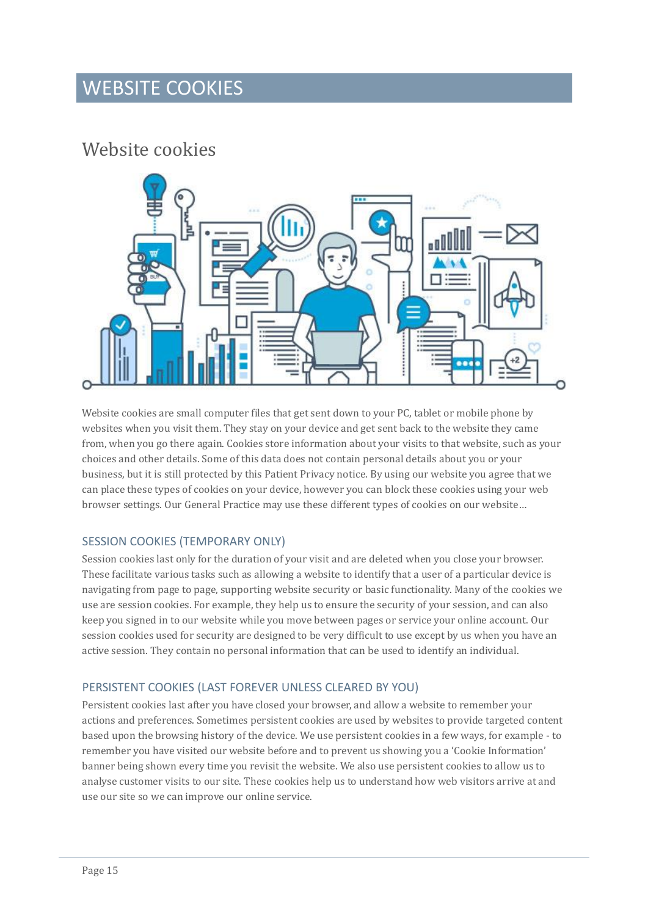# WEBSITE COOKIES

## Website cookies

Website cookies are small computer files that get sent down to your PC, tablet or mobile phone by websites when you visit them. They stay on your device and get sent back to the website they came from, when you go there again. Cookies store information about your visits to that website, such as your choices and other details. Some of this data does not contain personal details about you or your business, but it is still protected by this Patient Privacy notice. By using our website you agree that we can place these types of cookies on your device, however you can block these cookies using your web browser settings. Our General Practice may use these different types of cookies on our website…

### SESSION COOKIES (TEMPORARY ONLY)

Session cookies last only for the duration of your visit and are deleted when you close your browser. These facilitate various tasks such as allowing a website to identify that a user of a particular device is navigating from page to page, supporting website security or basic functionality. Many of the cookies we use are session cookies. For example, they help us to ensure the security of your session, and can also keep you signed in to our website while you move between pages or service your online account. Our session cookies used for security are designed to be very difficult to use except by us when you have an active session. They contain no personal information that can be used to identify an individual.

### PERSISTENT COOKIES (LAST FOREVER UNLESS CLEARED BY YOU)

Persistent cookies last after you have closed your browser, and allow a website to remember your actions and preferences. Sometimes persistent cookies are used by websites to provide targeted content based upon the browsing history of the device. We use persistent cookies in a few ways, for example - to remember you have visited our website before and to prevent us showing you a 'Cookie Information' banner being shown every time you revisit the website. We also use persistent cookies to allow us to analyse customer visits to our site. These cookies help us to understand how web visitors arrive at and use our site so we can improve our online service.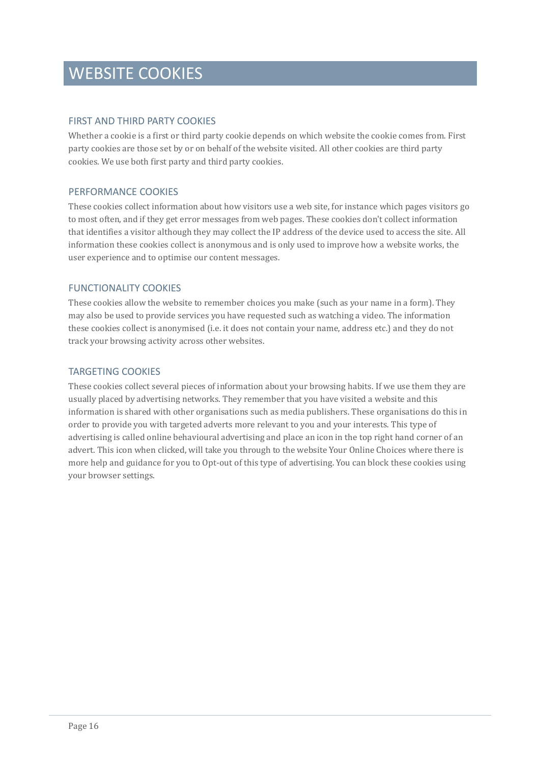# WEBSITE COOKIES

## FIRST AND THIRD PARTY COOKIES

Whether a cookie is a first or third party cookie depends on which website the cookie comes from. First party cookies are those set by or on behalf of the website visited. All other cookies are third party cookies. We use both first party and third party cookies.

## PERFORMANCE COOKIES

These cookies collect information about how visitors use a web site, for instance which pages visitors go to most often, and if they get error messages from web pages. These cookies don't collect information that identifies a visitor although they may collect the IP address of the device used to access the site. All information these cookies collect is anonymous and is only used to improve how a website works, the user experience and to optimise our content messages.

## FUNCTIONALITY COOKIES

These cookies allow the website to remember choices you make (such as your name in a form). They may also be used to provide services you have requested such as watching a video. The information these cookies collect is anonymised (i.e. it does not contain your name, address etc.) and they do not track your browsing activity across other websites.

## TARGETING COOKIES

These cookies collect several pieces of information about your browsing habits. If we use them they are usually placed by advertising networks. They remember that you have visited a website and this information is shared with other organisations such as media publishers. These organisations do this in order to provide you with targeted adverts more relevant to you and your interests. This type of advertising is called online behavioural advertising and place an icon in the top right hand corner of an advert. This icon when clicked, will take you through to the website Your Online Choices where there is more help and guidance for you to Opt-out of this type of advertising. You can block these cookies using your browser settings.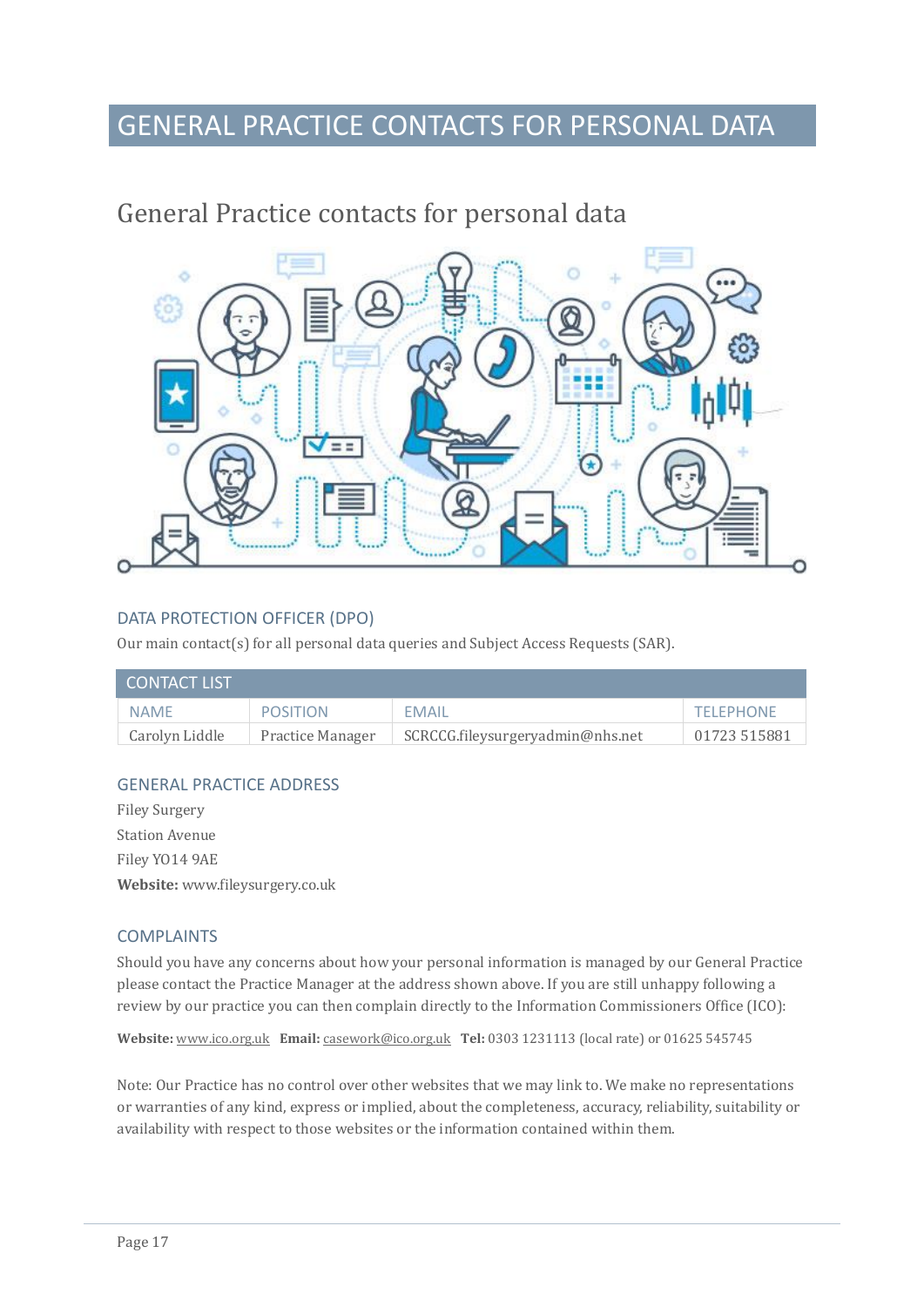# GENERAL PRACTICE CONTACTS FOR PERSONAL DATA

## General Practice contacts for personal data

### DATA PROTECTION OFFICER (DPO)

Our main contact(s) for all personal data queries and Subject Access Requests (SAR).

| CONTACT LIST | | | |
|---|---|---|---|
| NAME | POSITION | EMAIL | TELEPHONE |
| Carolyn Liddle | Practice Manager | SCRCCG.fileysurgeryadmin@nhs.net | 01723 515881 |

### GENERAL PRACTICE ADDRESS

Filey Surgery
Station Avenue
Filey YO14 9AE
**Website:** www.fileysurgery.co.uk

### COMPLAINTS

Should you have any concerns about how your personal information is managed by our General Practice please contact the Practice Manager at the address shown above. If you are still unhappy following a review by our practice you can then complain directly to the Information Commissioners Office (ICO):

**Website:** www.ico.org.uk **Email:** casework@ico.org.uk **Tel:** 0303 1231113 (local rate) or 01625 545745

Note: Our Practice has no control over other websites that we may link to. We make no representations or warranties of any kind, express or implied, about the completeness, accuracy, reliability, suitability or availability with respect to those websites or the information contained within them.